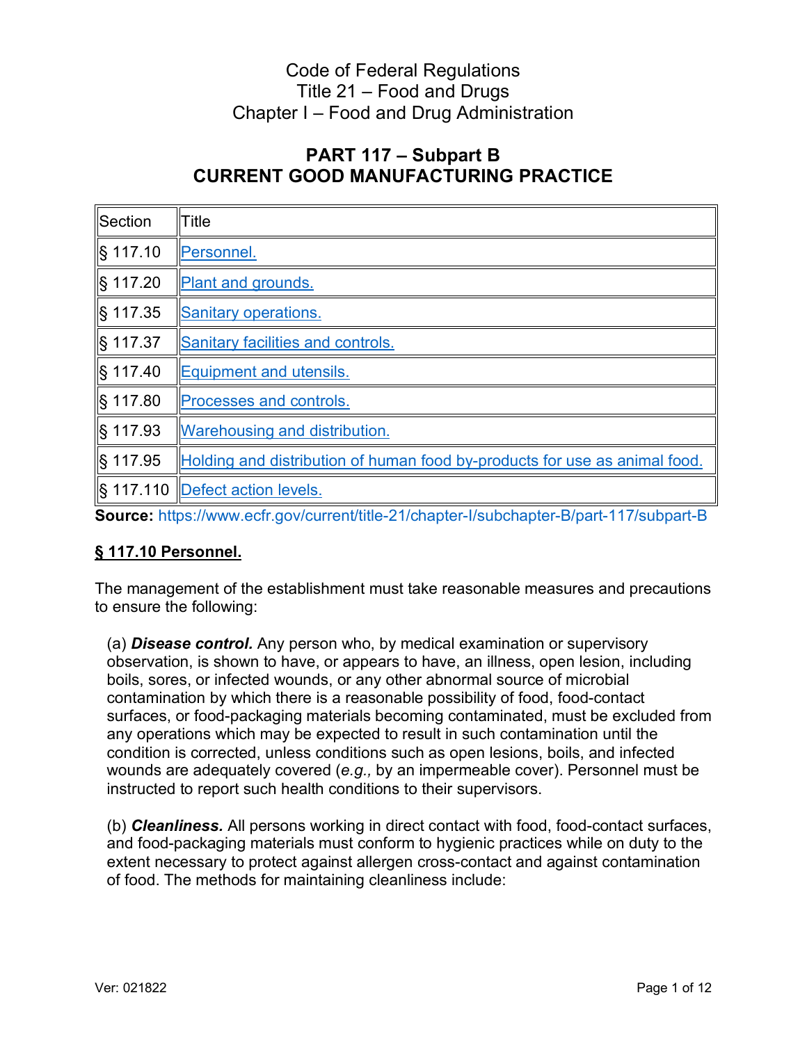Code of Federal Regulations
Title 21 – Food and Drugs
Chapter I – Food and Drug Administration

# PART 117 – Subpart B
# CURRENT GOOD MANUFACTURING PRACTICE

| Section | Title |
|---|---|
| § 117.10 | Personnel. |
| § 117.20 | Plant and grounds. |
| § 117.35 | Sanitary operations. |
| § 117.37 | Sanitary facilities and controls. |
| § 117.40 | Equipment and utensils. |
| § 117.80 | Processes and controls. |
| § 117.93 | Warehousing and distribution. |
| § 117.95 | Holding and distribution of human food by-products for use as animal food. |
| § 117.110 | Defect action levels. |

**Source:** https://www.ecfr.gov/current/title-21/chapter-I/subchapter-B/part-117/subpart-B

## § 117.10 Personnel.

The management of the establishment must take reasonable measures and precautions to ensure the following:

(a) ***Disease control.*** Any person who, by medical examination or supervisory observation, is shown to have, or appears to have, an illness, open lesion, including boils, sores, or infected wounds, or any other abnormal source of microbial contamination by which there is a reasonable possibility of food, food-contact surfaces, or food-packaging materials becoming contaminated, must be excluded from any operations which may be expected to result in such contamination until the condition is corrected, unless conditions such as open lesions, boils, and infected wounds are adequately covered (*e.g.,* by an impermeable cover). Personnel must be instructed to report such health conditions to their supervisors.

(b) ***Cleanliness.*** All persons working in direct contact with food, food-contact surfaces, and food-packaging materials must conform to hygienic practices while on duty to the extent necessary to protect against allergen cross-contact and against contamination of food. The methods for maintaining cleanliness include:

Ver: 021822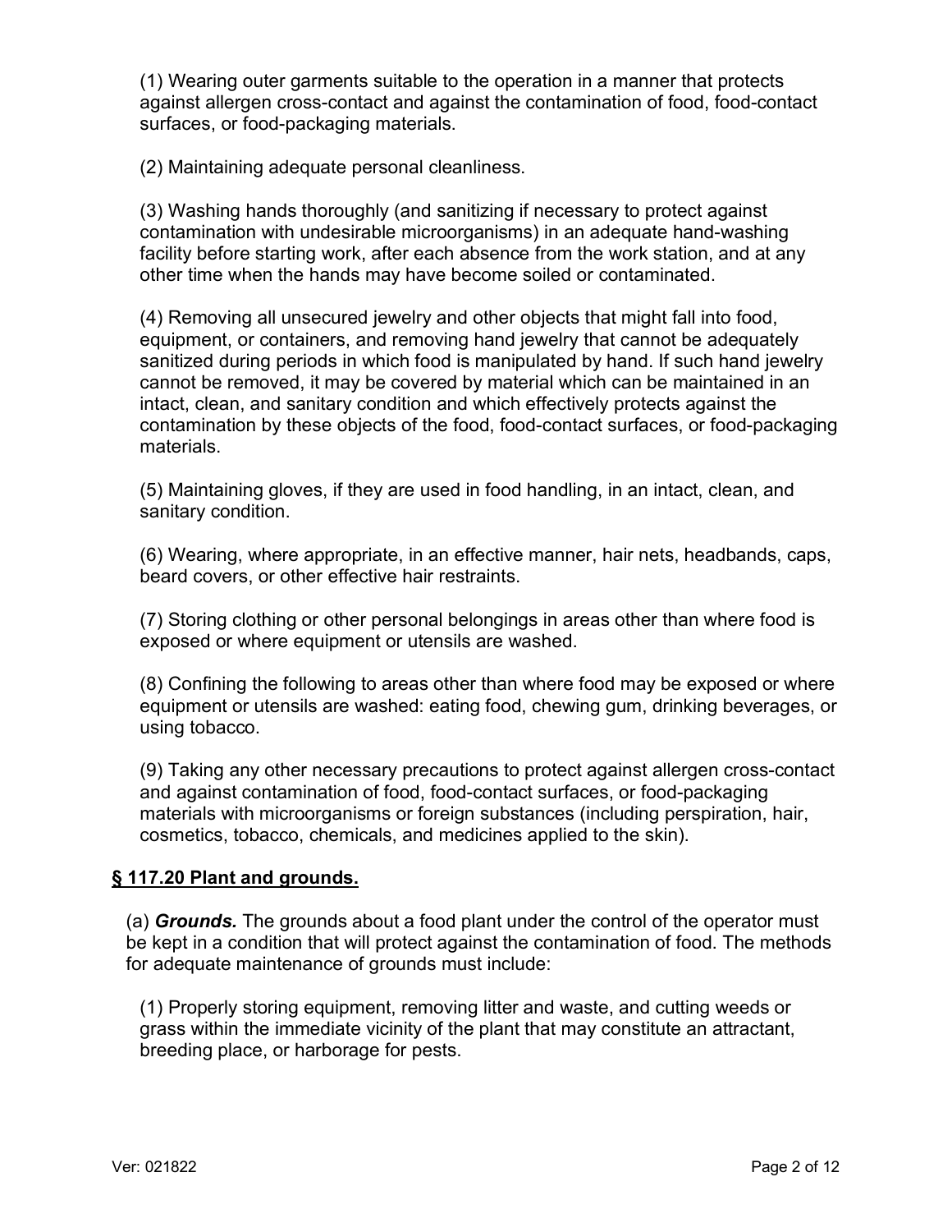(1) Wearing outer garments suitable to the operation in a manner that protects against allergen cross-contact and against the contamination of food, food-contact surfaces, or food-packaging materials.

(2) Maintaining adequate personal cleanliness.

(3) Washing hands thoroughly (and sanitizing if necessary to protect against contamination with undesirable microorganisms) in an adequate hand-washing facility before starting work, after each absence from the work station, and at any other time when the hands may have become soiled or contaminated.

(4) Removing all unsecured jewelry and other objects that might fall into food, equipment, or containers, and removing hand jewelry that cannot be adequately sanitized during periods in which food is manipulated by hand. If such hand jewelry cannot be removed, it may be covered by material which can be maintained in an intact, clean, and sanitary condition and which effectively protects against the contamination by these objects of the food, food-contact surfaces, or food-packaging materials.

(5) Maintaining gloves, if they are used in food handling, in an intact, clean, and sanitary condition.

(6) Wearing, where appropriate, in an effective manner, hair nets, headbands, caps, beard covers, or other effective hair restraints.

(7) Storing clothing or other personal belongings in areas other than where food is exposed or where equipment or utensils are washed.

(8) Confining the following to areas other than where food may be exposed or where equipment or utensils are washed: eating food, chewing gum, drinking beverages, or using tobacco.

(9) Taking any other necessary precautions to protect against allergen cross-contact and against contamination of food, food-contact surfaces, or food-packaging materials with microorganisms or foreign substances (including perspiration, hair, cosmetics, tobacco, chemicals, and medicines applied to the skin).

## § 117.20 Plant and grounds.

(a) ***Grounds.*** The grounds about a food plant under the control of the operator must be kept in a condition that will protect against the contamination of food. The methods for adequate maintenance of grounds must include:

(1) Properly storing equipment, removing litter and waste, and cutting weeds or grass within the immediate vicinity of the plant that may constitute an attractant, breeding place, or harborage for pests.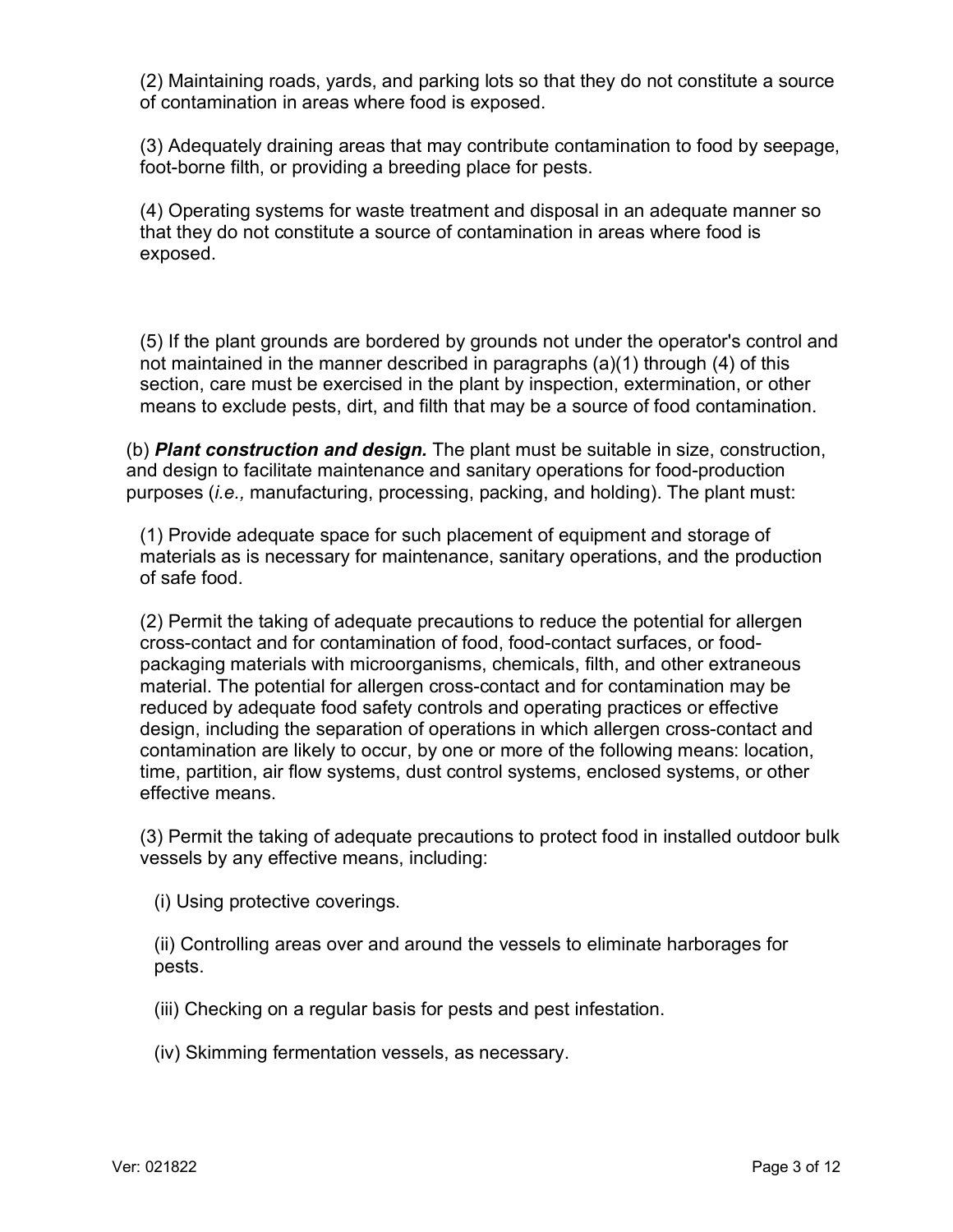(2) Maintaining roads, yards, and parking lots so that they do not constitute a source of contamination in areas where food is exposed.

(3) Adequately draining areas that may contribute contamination to food by seepage, foot-borne filth, or providing a breeding place for pests.

(4) Operating systems for waste treatment and disposal in an adequate manner so that they do not constitute a source of contamination in areas where food is exposed.

(5) If the plant grounds are bordered by grounds not under the operator's control and not maintained in the manner described in paragraphs (a)(1) through (4) of this section, care must be exercised in the plant by inspection, extermination, or other means to exclude pests, dirt, and filth that may be a source of food contamination.

(b) ***Plant construction and design.*** The plant must be suitable in size, construction, and design to facilitate maintenance and sanitary operations for food-production purposes (*i.e.,* manufacturing, processing, packing, and holding). The plant must:

(1) Provide adequate space for such placement of equipment and storage of materials as is necessary for maintenance, sanitary operations, and the production of safe food.

(2) Permit the taking of adequate precautions to reduce the potential for allergen cross-contact and for contamination of food, food-contact surfaces, or food-packaging materials with microorganisms, chemicals, filth, and other extraneous material. The potential for allergen cross-contact and for contamination may be reduced by adequate food safety controls and operating practices or effective design, including the separation of operations in which allergen cross-contact and contamination are likely to occur, by one or more of the following means: location, time, partition, air flow systems, dust control systems, enclosed systems, or other effective means.

(3) Permit the taking of adequate precautions to protect food in installed outdoor bulk vessels by any effective means, including:

(i) Using protective coverings.

(ii) Controlling areas over and around the vessels to eliminate harborages for pests.

(iii) Checking on a regular basis for pests and pest infestation.

(iv) Skimming fermentation vessels, as necessary.

Ver: 021822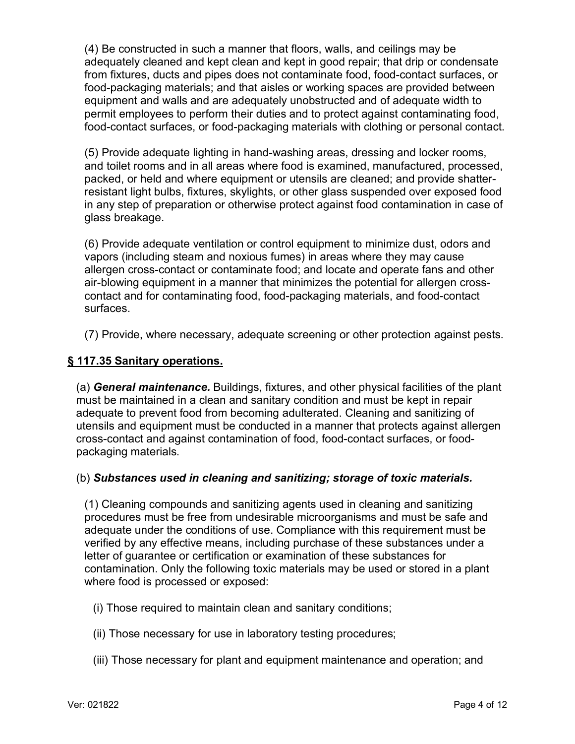(4) Be constructed in such a manner that floors, walls, and ceilings may be adequately cleaned and kept clean and kept in good repair; that drip or condensate from fixtures, ducts and pipes does not contaminate food, food-contact surfaces, or food-packaging materials; and that aisles or working spaces are provided between equipment and walls and are adequately unobstructed and of adequate width to permit employees to perform their duties and to protect against contaminating food, food-contact surfaces, or food-packaging materials with clothing or personal contact.

(5) Provide adequate lighting in hand-washing areas, dressing and locker rooms, and toilet rooms and in all areas where food is examined, manufactured, processed, packed, or held and where equipment or utensils are cleaned; and provide shatter-resistant light bulbs, fixtures, skylights, or other glass suspended over exposed food in any step of preparation or otherwise protect against food contamination in case of glass breakage.

(6) Provide adequate ventilation or control equipment to minimize dust, odors and vapors (including steam and noxious fumes) in areas where they may cause allergen cross-contact or contaminate food; and locate and operate fans and other air-blowing equipment in a manner that minimizes the potential for allergen cross-contact and for contaminating food, food-packaging materials, and food-contact surfaces.

(7) Provide, where necessary, adequate screening or other protection against pests.

## § 117.35 Sanitary operations.

(a) ***General maintenance.*** Buildings, fixtures, and other physical facilities of the plant must be maintained in a clean and sanitary condition and must be kept in repair adequate to prevent food from becoming adulterated. Cleaning and sanitizing of utensils and equipment must be conducted in a manner that protects against allergen cross-contact and against contamination of food, food-contact surfaces, or food-packaging materials.

(b) ***Substances used in cleaning and sanitizing; storage of toxic materials.***

(1) Cleaning compounds and sanitizing agents used in cleaning and sanitizing procedures must be free from undesirable microorganisms and must be safe and adequate under the conditions of use. Compliance with this requirement must be verified by any effective means, including purchase of these substances under a letter of guarantee or certification or examination of these substances for contamination. Only the following toxic materials may be used or stored in a plant where food is processed or exposed:

(i) Those required to maintain clean and sanitary conditions;

(ii) Those necessary for use in laboratory testing procedures;

(iii) Those necessary for plant and equipment maintenance and operation; and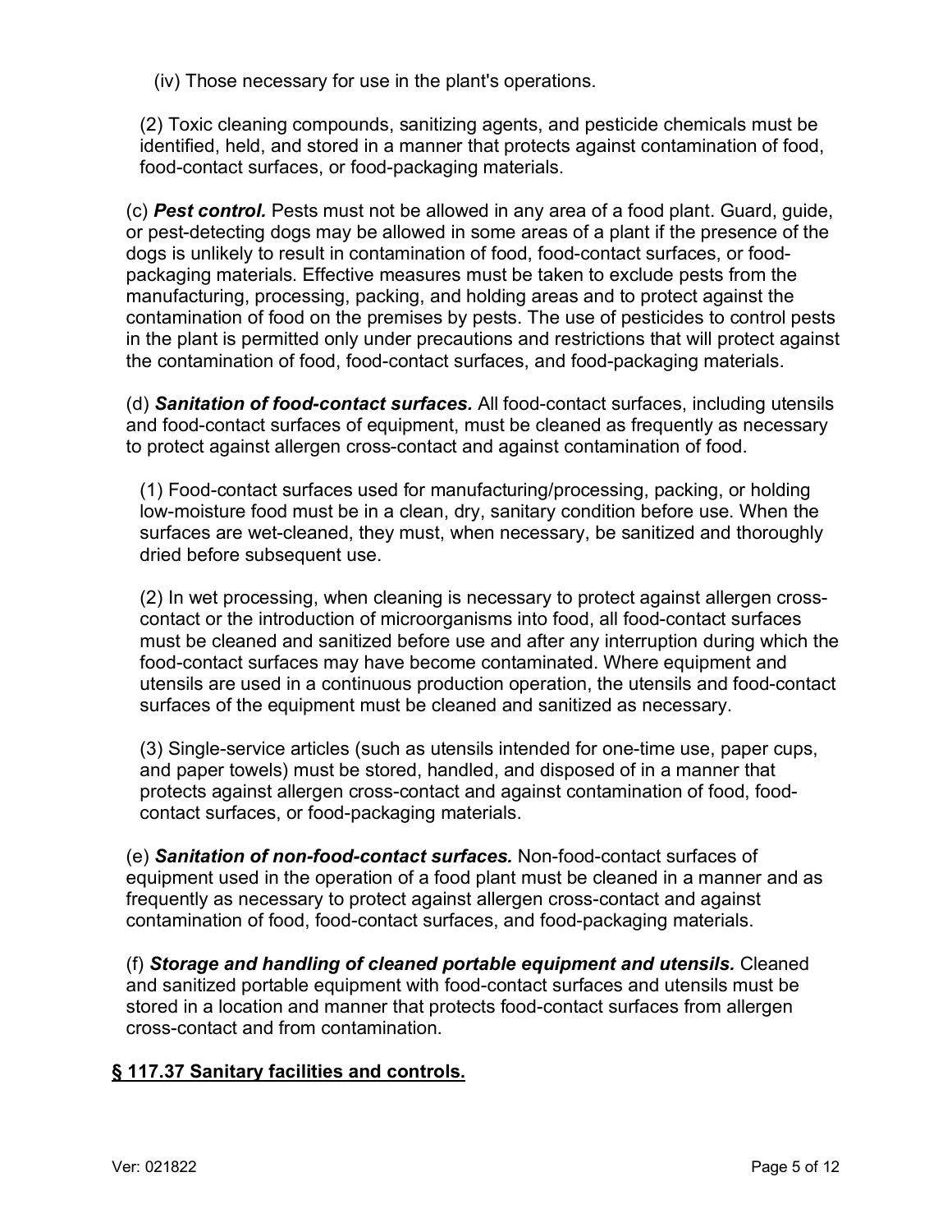(iv) Those necessary for use in the plant's operations.

(2) Toxic cleaning compounds, sanitizing agents, and pesticide chemicals must be identified, held, and stored in a manner that protects against contamination of food, food-contact surfaces, or food-packaging materials.

(c) ***Pest control.*** Pests must not be allowed in any area of a food plant. Guard, guide, or pest-detecting dogs may be allowed in some areas of a plant if the presence of the dogs is unlikely to result in contamination of food, food-contact surfaces, or food-packaging materials. Effective measures must be taken to exclude pests from the manufacturing, processing, packing, and holding areas and to protect against the contamination of food on the premises by pests. The use of pesticides to control pests in the plant is permitted only under precautions and restrictions that will protect against the contamination of food, food-contact surfaces, and food-packaging materials.

(d) ***Sanitation of food-contact surfaces.*** All food-contact surfaces, including utensils and food-contact surfaces of equipment, must be cleaned as frequently as necessary to protect against allergen cross-contact and against contamination of food.

(1) Food-contact surfaces used for manufacturing/processing, packing, or holding low-moisture food must be in a clean, dry, sanitary condition before use. When the surfaces are wet-cleaned, they must, when necessary, be sanitized and thoroughly dried before subsequent use.

(2) In wet processing, when cleaning is necessary to protect against allergen cross-contact or the introduction of microorganisms into food, all food-contact surfaces must be cleaned and sanitized before use and after any interruption during which the food-contact surfaces may have become contaminated. Where equipment and utensils are used in a continuous production operation, the utensils and food-contact surfaces of the equipment must be cleaned and sanitized as necessary.

(3) Single-service articles (such as utensils intended for one-time use, paper cups, and paper towels) must be stored, handled, and disposed of in a manner that protects against allergen cross-contact and against contamination of food, food-contact surfaces, or food-packaging materials.

(e) ***Sanitation of non-food-contact surfaces.*** Non-food-contact surfaces of equipment used in the operation of a food plant must be cleaned in a manner and as frequently as necessary to protect against allergen cross-contact and against contamination of food, food-contact surfaces, and food-packaging materials.

(f) ***Storage and handling of cleaned portable equipment and utensils.*** Cleaned and sanitized portable equipment with food-contact surfaces and utensils must be stored in a location and manner that protects food-contact surfaces from allergen cross-contact and from contamination.

## § 117.37 Sanitary facilities and controls.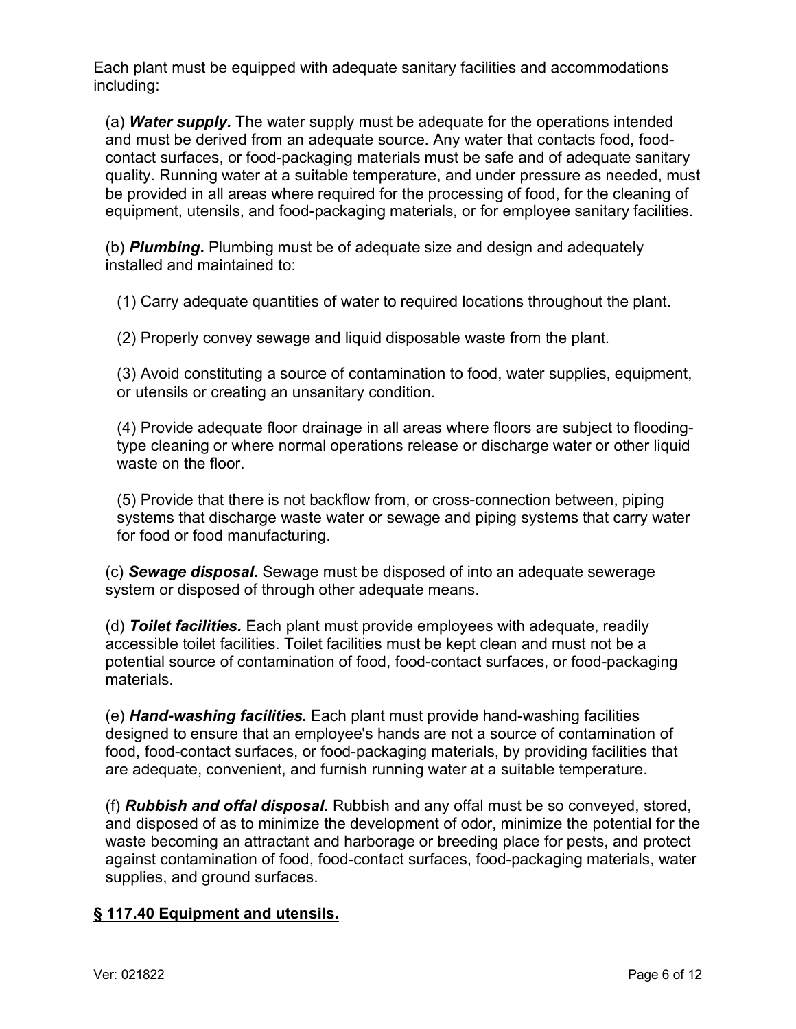Each plant must be equipped with adequate sanitary facilities and accommodations including:

(a) ***Water supply.*** The water supply must be adequate for the operations intended and must be derived from an adequate source. Any water that contacts food, food-contact surfaces, or food-packaging materials must be safe and of adequate sanitary quality. Running water at a suitable temperature, and under pressure as needed, must be provided in all areas where required for the processing of food, for the cleaning of equipment, utensils, and food-packaging materials, or for employee sanitary facilities.

(b) ***Plumbing.*** Plumbing must be of adequate size and design and adequately installed and maintained to:

(1) Carry adequate quantities of water to required locations throughout the plant.

(2) Properly convey sewage and liquid disposable waste from the plant.

(3) Avoid constituting a source of contamination to food, water supplies, equipment, or utensils or creating an unsanitary condition.

(4) Provide adequate floor drainage in all areas where floors are subject to flooding-type cleaning or where normal operations release or discharge water or other liquid waste on the floor.

(5) Provide that there is not backflow from, or cross-connection between, piping systems that discharge waste water or sewage and piping systems that carry water for food or food manufacturing.

(c) ***Sewage disposal.*** Sewage must be disposed of into an adequate sewerage system or disposed of through other adequate means.

(d) ***Toilet facilities.*** Each plant must provide employees with adequate, readily accessible toilet facilities. Toilet facilities must be kept clean and must not be a potential source of contamination of food, food-contact surfaces, or food-packaging materials.

(e) ***Hand-washing facilities.*** Each plant must provide hand-washing facilities designed to ensure that an employee's hands are not a source of contamination of food, food-contact surfaces, or food-packaging materials, by providing facilities that are adequate, convenient, and furnish running water at a suitable temperature.

(f) ***Rubbish and offal disposal.*** Rubbish and any offal must be so conveyed, stored, and disposed of as to minimize the development of odor, minimize the potential for the waste becoming an attractant and harborage or breeding place for pests, and protect against contamination of food, food-contact surfaces, food-packaging materials, water supplies, and ground surfaces.

## § 117.40 Equipment and utensils.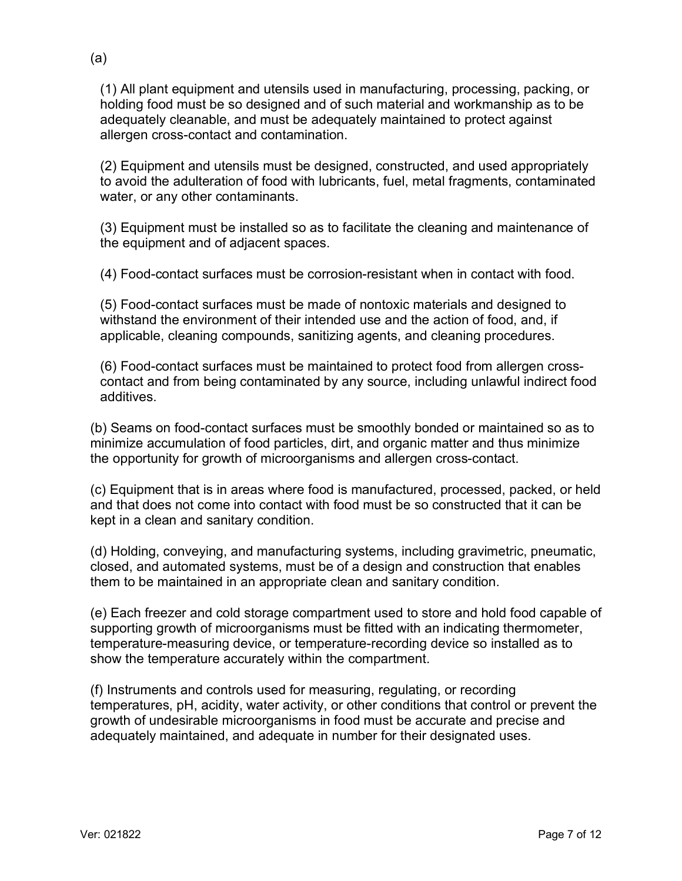(a)

(1) All plant equipment and utensils used in manufacturing, processing, packing, or holding food must be so designed and of such material and workmanship as to be adequately cleanable, and must be adequately maintained to protect against allergen cross-contact and contamination.

(2) Equipment and utensils must be designed, constructed, and used appropriately to avoid the adulteration of food with lubricants, fuel, metal fragments, contaminated water, or any other contaminants.

(3) Equipment must be installed so as to facilitate the cleaning and maintenance of the equipment and of adjacent spaces.

(4) Food-contact surfaces must be corrosion-resistant when in contact with food.

(5) Food-contact surfaces must be made of nontoxic materials and designed to withstand the environment of their intended use and the action of food, and, if applicable, cleaning compounds, sanitizing agents, and cleaning procedures.

(6) Food-contact surfaces must be maintained to protect food from allergen cross-contact and from being contaminated by any source, including unlawful indirect food additives.

(b) Seams on food-contact surfaces must be smoothly bonded or maintained so as to minimize accumulation of food particles, dirt, and organic matter and thus minimize the opportunity for growth of microorganisms and allergen cross-contact.

(c) Equipment that is in areas where food is manufactured, processed, packed, or held and that does not come into contact with food must be so constructed that it can be kept in a clean and sanitary condition.

(d) Holding, conveying, and manufacturing systems, including gravimetric, pneumatic, closed, and automated systems, must be of a design and construction that enables them to be maintained in an appropriate clean and sanitary condition.

(e) Each freezer and cold storage compartment used to store and hold food capable of supporting growth of microorganisms must be fitted with an indicating thermometer, temperature-measuring device, or temperature-recording device so installed as to show the temperature accurately within the compartment.

(f) Instruments and controls used for measuring, regulating, or recording temperatures, pH, acidity, water activity, or other conditions that control or prevent the growth of undesirable microorganisms in food must be accurate and precise and adequately maintained, and adequate in number for their designated uses.

Ver: 021822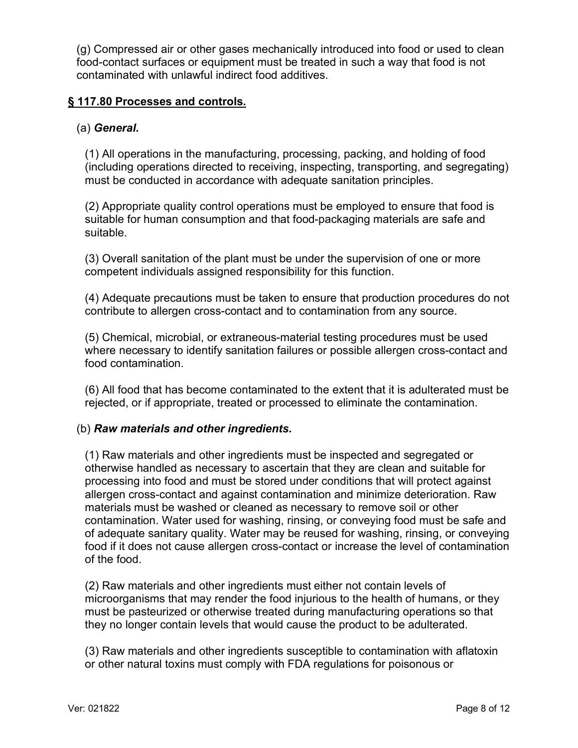(g) Compressed air or other gases mechanically introduced into food or used to clean food-contact surfaces or equipment must be treated in such a way that food is not contaminated with unlawful indirect food additives.

## § 117.80 Processes and controls.

(a) ***General.***

(1) All operations in the manufacturing, processing, packing, and holding of food (including operations directed to receiving, inspecting, transporting, and segregating) must be conducted in accordance with adequate sanitation principles.

(2) Appropriate quality control operations must be employed to ensure that food is suitable for human consumption and that food-packaging materials are safe and suitable.

(3) Overall sanitation of the plant must be under the supervision of one or more competent individuals assigned responsibility for this function.

(4) Adequate precautions must be taken to ensure that production procedures do not contribute to allergen cross-contact and to contamination from any source.

(5) Chemical, microbial, or extraneous-material testing procedures must be used where necessary to identify sanitation failures or possible allergen cross-contact and food contamination.

(6) All food that has become contaminated to the extent that it is adulterated must be rejected, or if appropriate, treated or processed to eliminate the contamination.

(b) ***Raw materials and other ingredients.***

(1) Raw materials and other ingredients must be inspected and segregated or otherwise handled as necessary to ascertain that they are clean and suitable for processing into food and must be stored under conditions that will protect against allergen cross-contact and against contamination and minimize deterioration. Raw materials must be washed or cleaned as necessary to remove soil or other contamination. Water used for washing, rinsing, or conveying food must be safe and of adequate sanitary quality. Water may be reused for washing, rinsing, or conveying food if it does not cause allergen cross-contact or increase the level of contamination of the food.

(2) Raw materials and other ingredients must either not contain levels of microorganisms that may render the food injurious to the health of humans, or they must be pasteurized or otherwise treated during manufacturing operations so that they no longer contain levels that would cause the product to be adulterated.

(3) Raw materials and other ingredients susceptible to contamination with aflatoxin or other natural toxins must comply with FDA regulations for poisonous or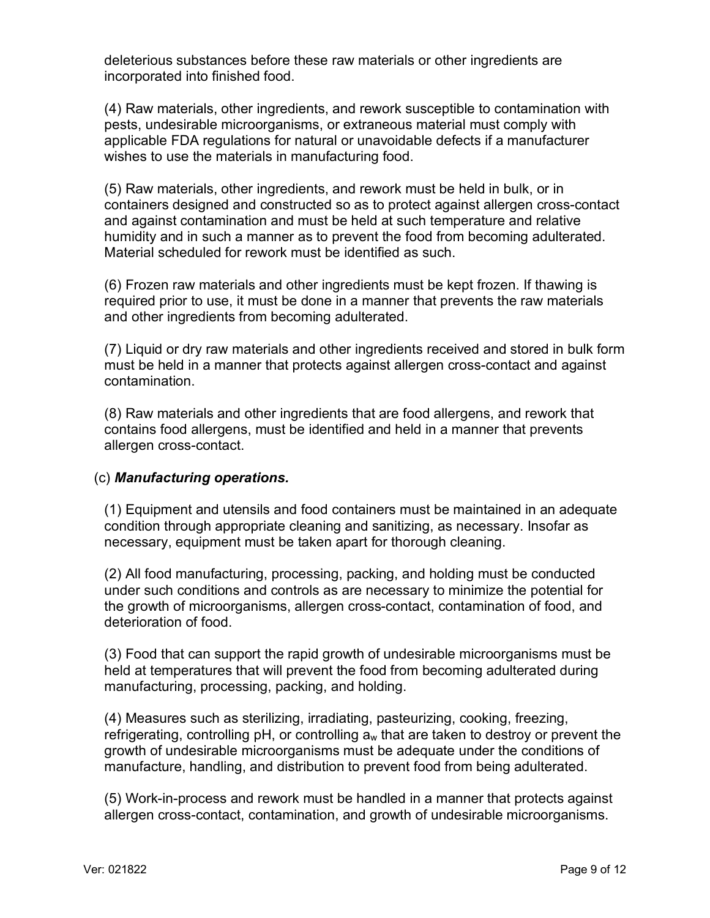deleterious substances before these raw materials or other ingredients are incorporated into finished food.

(4) Raw materials, other ingredients, and rework susceptible to contamination with pests, undesirable microorganisms, or extraneous material must comply with applicable FDA regulations for natural or unavoidable defects if a manufacturer wishes to use the materials in manufacturing food.

(5) Raw materials, other ingredients, and rework must be held in bulk, or in containers designed and constructed so as to protect against allergen cross-contact and against contamination and must be held at such temperature and relative humidity and in such a manner as to prevent the food from becoming adulterated. Material scheduled for rework must be identified as such.

(6) Frozen raw materials and other ingredients must be kept frozen. If thawing is required prior to use, it must be done in a manner that prevents the raw materials and other ingredients from becoming adulterated.

(7) Liquid or dry raw materials and other ingredients received and stored in bulk form must be held in a manner that protects against allergen cross-contact and against contamination.

(8) Raw materials and other ingredients that are food allergens, and rework that contains food allergens, must be identified and held in a manner that prevents allergen cross-contact.

(c) ***Manufacturing operations.***

(1) Equipment and utensils and food containers must be maintained in an adequate condition through appropriate cleaning and sanitizing, as necessary. Insofar as necessary, equipment must be taken apart for thorough cleaning.

(2) All food manufacturing, processing, packing, and holding must be conducted under such conditions and controls as are necessary to minimize the potential for the growth of microorganisms, allergen cross-contact, contamination of food, and deterioration of food.

(3) Food that can support the rapid growth of undesirable microorganisms must be held at temperatures that will prevent the food from becoming adulterated during manufacturing, processing, packing, and holding.

(4) Measures such as sterilizing, irradiating, pasteurizing, cooking, freezing, refrigerating, controlling pH, or controlling $a_w$ that are taken to destroy or prevent the growth of undesirable microorganisms must be adequate under the conditions of manufacture, handling, and distribution to prevent food from being adulterated.

(5) Work-in-process and rework must be handled in a manner that protects against allergen cross-contact, contamination, and growth of undesirable microorganisms.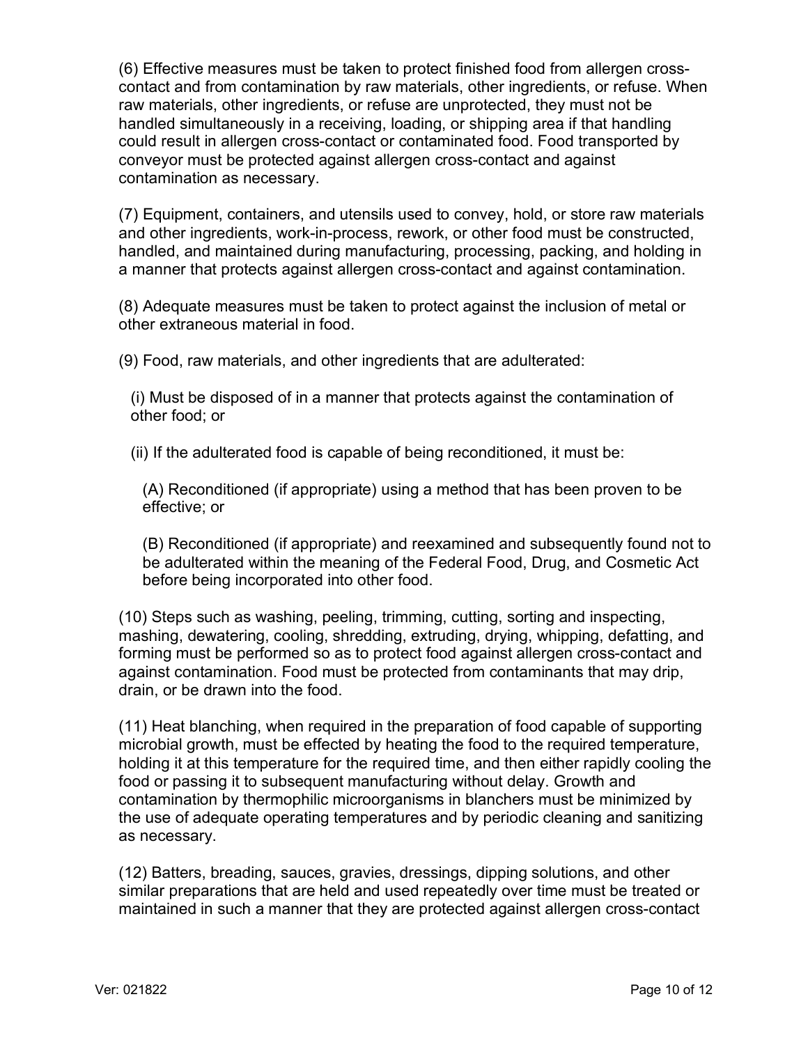(6) Effective measures must be taken to protect finished food from allergen cross-contact and from contamination by raw materials, other ingredients, or refuse. When raw materials, other ingredients, or refuse are unprotected, they must not be handled simultaneously in a receiving, loading, or shipping area if that handling could result in allergen cross-contact or contaminated food. Food transported by conveyor must be protected against allergen cross-contact and against contamination as necessary.

(7) Equipment, containers, and utensils used to convey, hold, or store raw materials and other ingredients, work-in-process, rework, or other food must be constructed, handled, and maintained during manufacturing, processing, packing, and holding in a manner that protects against allergen cross-contact and against contamination.

(8) Adequate measures must be taken to protect against the inclusion of metal or other extraneous material in food.

(9) Food, raw materials, and other ingredients that are adulterated:

(i) Must be disposed of in a manner that protects against the contamination of other food; or

(ii) If the adulterated food is capable of being reconditioned, it must be:

(A) Reconditioned (if appropriate) using a method that has been proven to be effective; or

(B) Reconditioned (if appropriate) and reexamined and subsequently found not to be adulterated within the meaning of the Federal Food, Drug, and Cosmetic Act before being incorporated into other food.

(10) Steps such as washing, peeling, trimming, cutting, sorting and inspecting, mashing, dewatering, cooling, shredding, extruding, drying, whipping, defatting, and forming must be performed so as to protect food against allergen cross-contact and against contamination. Food must be protected from contaminants that may drip, drain, or be drawn into the food.

(11) Heat blanching, when required in the preparation of food capable of supporting microbial growth, must be effected by heating the food to the required temperature, holding it at this temperature for the required time, and then either rapidly cooling the food or passing it to subsequent manufacturing without delay. Growth and contamination by thermophilic microorganisms in blanchers must be minimized by the use of adequate operating temperatures and by periodic cleaning and sanitizing as necessary.

(12) Batters, breading, sauces, gravies, dressings, dipping solutions, and other similar preparations that are held and used repeatedly over time must be treated or maintained in such a manner that they are protected against allergen cross-contact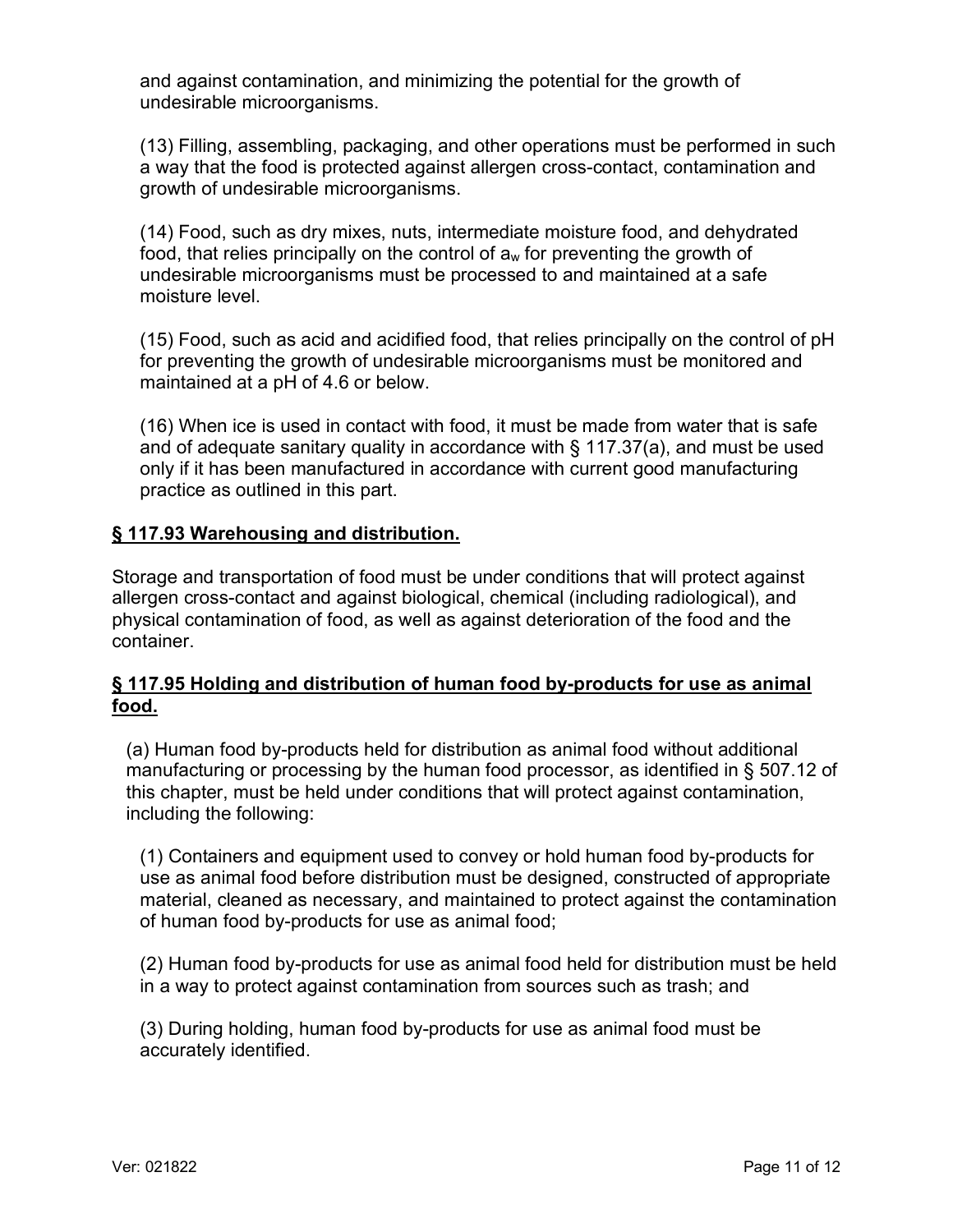and against contamination, and minimizing the potential for the growth of undesirable microorganisms.

(13) Filling, assembling, packaging, and other operations must be performed in such a way that the food is protected against allergen cross-contact, contamination and growth of undesirable microorganisms.

(14) Food, such as dry mixes, nuts, intermediate moisture food, and dehydrated food, that relies principally on the control of $a_w$ for preventing the growth of undesirable microorganisms must be processed to and maintained at a safe moisture level.

(15) Food, such as acid and acidified food, that relies principally on the control of pH for preventing the growth of undesirable microorganisms must be monitored and maintained at a pH of 4.6 or below.

(16) When ice is used in contact with food, it must be made from water that is safe and of adequate sanitary quality in accordance with § 117.37(a), and must be used only if it has been manufactured in accordance with current good manufacturing practice as outlined in this part.

## § 117.93 Warehousing and distribution.

Storage and transportation of food must be under conditions that will protect against allergen cross-contact and against biological, chemical (including radiological), and physical contamination of food, as well as against deterioration of the food and the container.

## § 117.95 Holding and distribution of human food by-products for use as animal food.

(a) Human food by-products held for distribution as animal food without additional manufacturing or processing by the human food processor, as identified in § 507.12 of this chapter, must be held under conditions that will protect against contamination, including the following:

(1) Containers and equipment used to convey or hold human food by-products for use as animal food before distribution must be designed, constructed of appropriate material, cleaned as necessary, and maintained to protect against the contamination of human food by-products for use as animal food;

(2) Human food by-products for use as animal food held for distribution must be held in a way to protect against contamination from sources such as trash; and

(3) During holding, human food by-products for use as animal food must be accurately identified.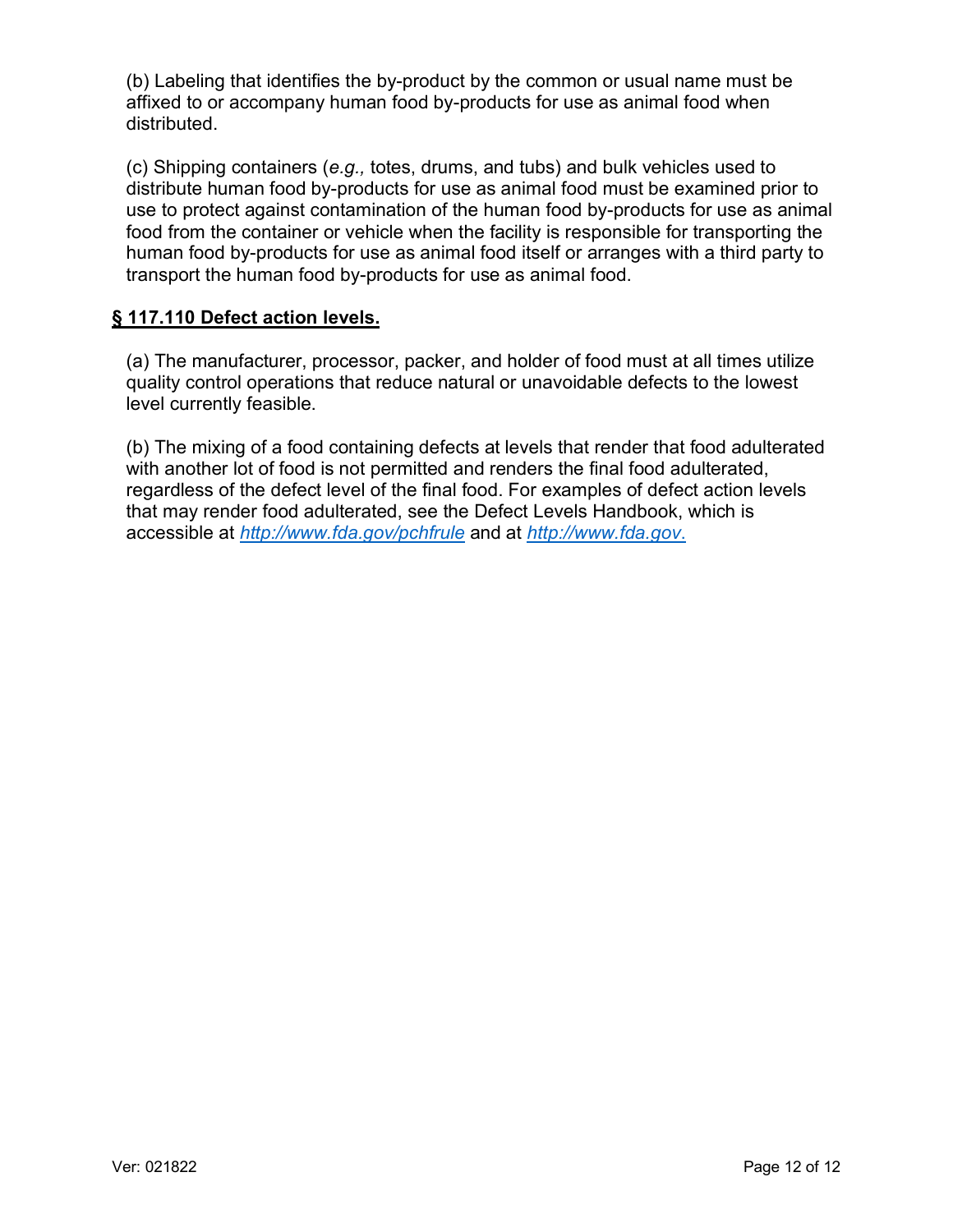(b) Labeling that identifies the by-product by the common or usual name must be affixed to or accompany human food by-products for use as animal food when distributed.

(c) Shipping containers (*e.g.,* totes, drums, and tubs) and bulk vehicles used to distribute human food by-products for use as animal food must be examined prior to use to protect against contamination of the human food by-products for use as animal food from the container or vehicle when the facility is responsible for transporting the human food by-products for use as animal food itself or arranges with a third party to transport the human food by-products for use as animal food.

### § 117.110 Defect action levels.

(a) The manufacturer, processor, packer, and holder of food must at all times utilize quality control operations that reduce natural or unavoidable defects to the lowest level currently feasible.

(b) The mixing of a food containing defects at levels that render that food adulterated with another lot of food is not permitted and renders the final food adulterated, regardless of the defect level of the final food. For examples of defect action levels that may render food adulterated, see the Defect Levels Handbook, which is accessible at *http://www.fda.gov/pchfrule* and at *http://www.fda.gov*.

Ver: 021822